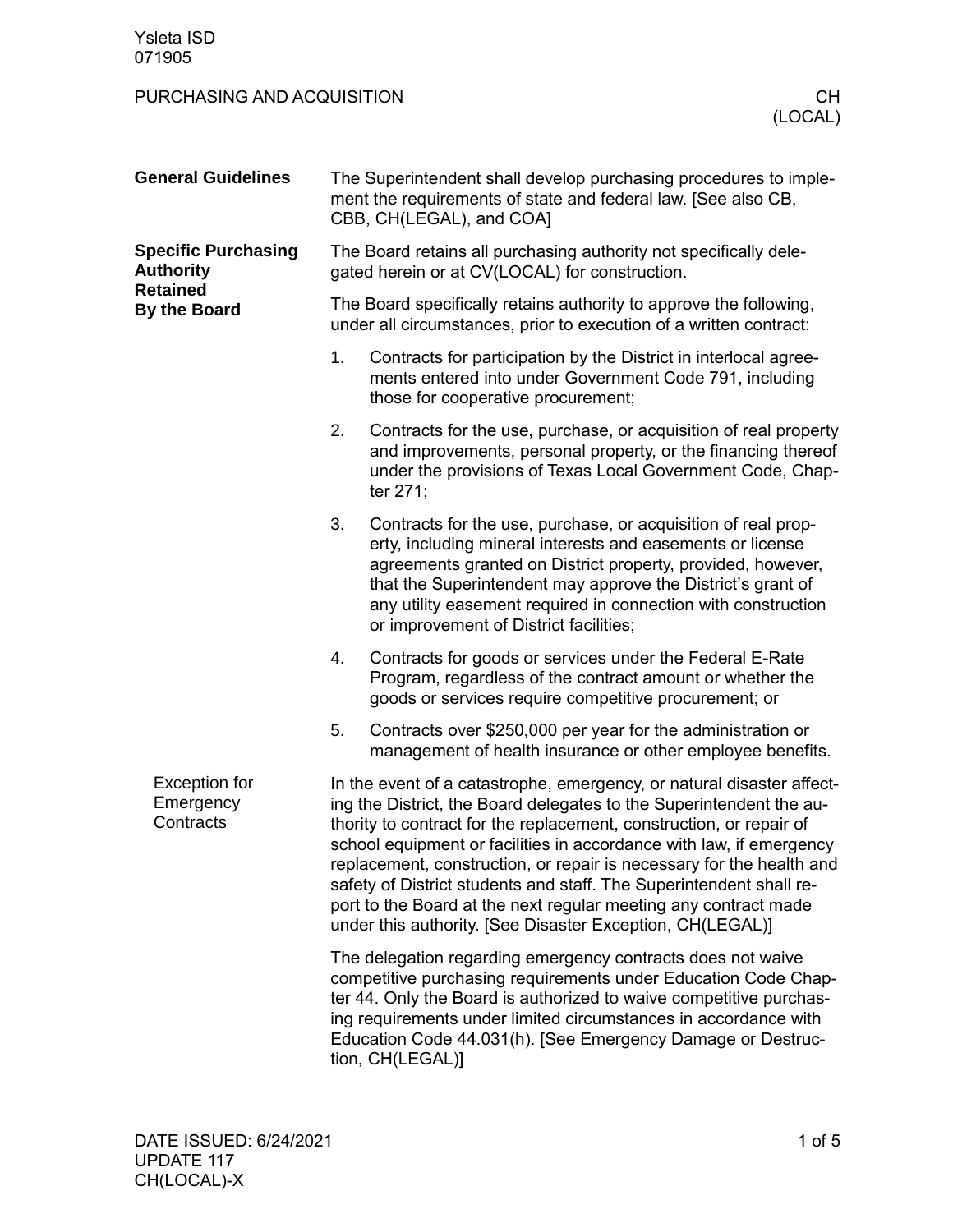# PURCHASING AND ACQUISITION — CH (LOCAL)

## General Guidelines

The Superintendent shall develop purchasing procedures to implement the requirements of state and federal law. [See also CB, CBB, CH(LEGAL), and COA]

## Specific Purchasing Authority Retained By the Board

The Board retains all purchasing authority not specifically delegated herein or at CV(LOCAL) for construction.

The Board specifically retains authority to approve the following, under all circumstances, prior to execution of a written contract:

1. Contracts for participation by the District in interlocal agreements entered into under Government Code 791, including those for cooperative procurement;
2. Contracts for the use, purchase, or acquisition of real property and improvements, personal property, or the financing thereof under the provisions of Texas Local Government Code, Chapter 271;
3. Contracts for the use, purchase, or acquisition of real property, including mineral interests and easements or license agreements granted on District property, provided, however, that the Superintendent may approve the District's grant of any utility easement required in connection with construction or improvement of District facilities;
4. Contracts for goods or services under the Federal E-Rate Program, regardless of the contract amount or whether the goods or services require competitive procurement; or
5. Contracts over $250,000 per year for the administration or management of health insurance or other employee benefits.

### Exception for Emergency Contracts

In the event of a catastrophe, emergency, or natural disaster affecting the District, the Board delegates to the Superintendent the authority to contract for the replacement, construction, or repair of school equipment or facilities in accordance with law, if emergency replacement, construction, or repair is necessary for the health and safety of District students and staff. The Superintendent shall report to the Board at the next regular meeting any contract made under this authority. [See Disaster Exception, CH(LEGAL)]

The delegation regarding emergency contracts does not waive competitive purchasing requirements under Education Code Chapter 44. Only the Board is authorized to waive competitive purchasing requirements under limited circumstances in accordance with Education Code 44.031(h). [See Emergency Damage or Destruction, CH(LEGAL)]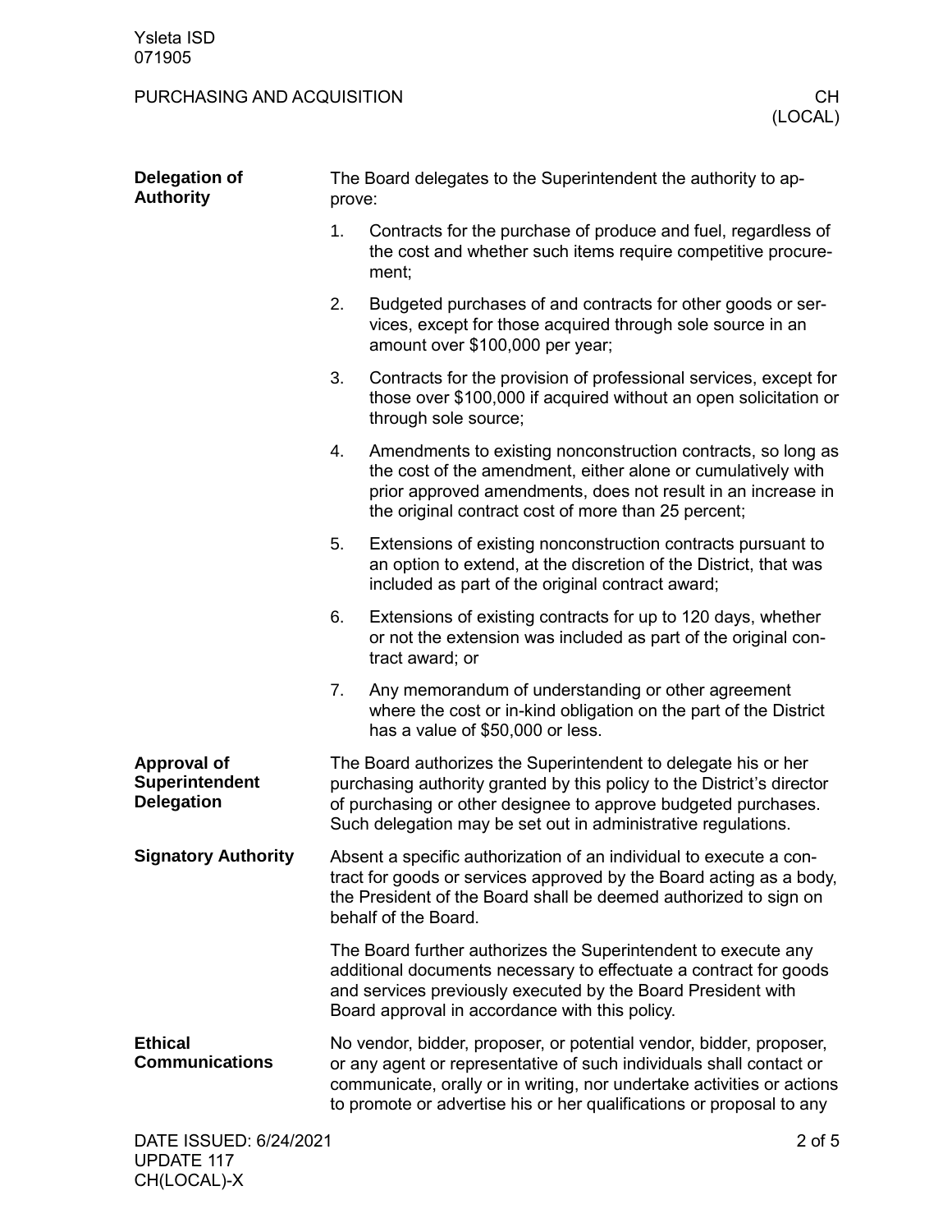## Delegation of Authority

The Board delegates to the Superintendent the authority to approve:

1. Contracts for the purchase of produce and fuel, regardless of the cost and whether such items require competitive procurement;
2. Budgeted purchases of and contracts for other goods or services, except for those acquired through sole source in an amount over $100,000 per year;
3. Contracts for the provision of professional services, except for those over $100,000 if acquired without an open solicitation or through sole source;
4. Amendments to existing nonconstruction contracts, so long as the cost of the amendment, either alone or cumulatively with prior approved amendments, does not result in an increase in the original contract cost of more than 25 percent;
5. Extensions of existing nonconstruction contracts pursuant to an option to extend, at the discretion of the District, that was included as part of the original contract award;
6. Extensions of existing contracts for up to 120 days, whether or not the extension was included as part of the original contract award; or
7. Any memorandum of understanding or other agreement where the cost or in-kind obligation on the part of the District has a value of $50,000 or less.

## Approval of Superintendent Delegation

The Board authorizes the Superintendent to delegate his or her purchasing authority granted by this policy to the District's director of purchasing or other designee to approve budgeted purchases. Such delegation may be set out in administrative regulations.

## Signatory Authority

Absent a specific authorization of an individual to execute a contract for goods or services approved by the Board acting as a body, the President of the Board shall be deemed authorized to sign on behalf of the Board.

The Board further authorizes the Superintendent to execute any additional documents necessary to effectuate a contract for goods and services previously executed by the Board President with Board approval in accordance with this policy.

## Ethical Communications

No vendor, bidder, proposer, or potential vendor, bidder, proposer, or any agent or representative of such individuals shall contact or communicate, orally or in writing, nor undertake activities or actions to promote or advertise his or her qualifications or proposal to any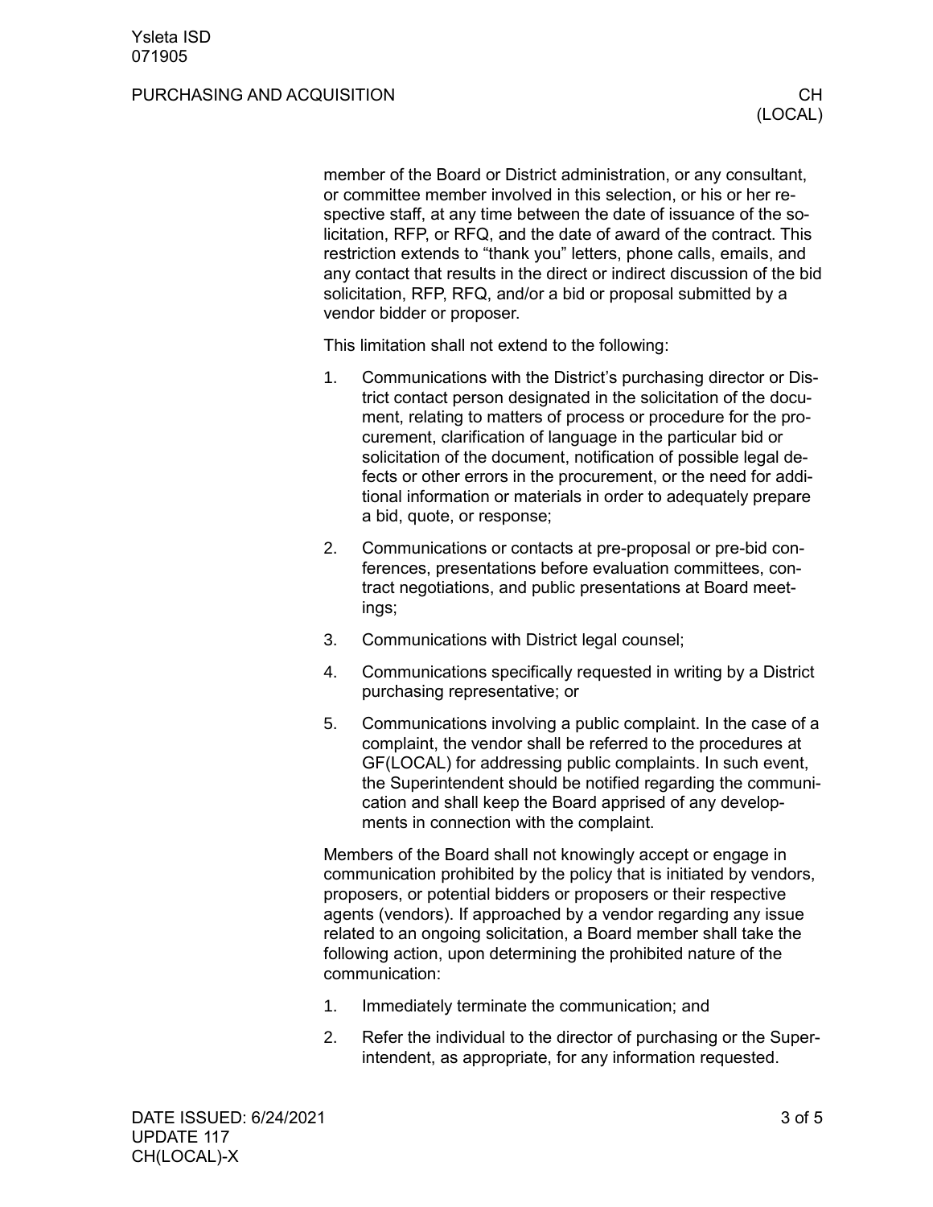member of the Board or District administration, or any consultant, or committee member involved in this selection, or his or her respective staff, at any time between the date of issuance of the solicitation, RFP, or RFQ, and the date of award of the contract. This restriction extends to "thank you" letters, phone calls, emails, and any contact that results in the direct or indirect discussion of the bid solicitation, RFP, RFQ, and/or a bid or proposal submitted by a vendor bidder or proposer.

This limitation shall not extend to the following:

1. Communications with the District's purchasing director or District contact person designated in the solicitation of the document, relating to matters of process or procedure for the procurement, clarification of language in the particular bid or solicitation of the document, notification of possible legal defects or other errors in the procurement, or the need for additional information or materials in order to adequately prepare a bid, quote, or response;
2. Communications or contacts at pre-proposal or pre-bid conferences, presentations before evaluation committees, contract negotiations, and public presentations at Board meetings;
3. Communications with District legal counsel;
4. Communications specifically requested in writing by a District purchasing representative; or
5. Communications involving a public complaint. In the case of a complaint, the vendor shall be referred to the procedures at GF(LOCAL) for addressing public complaints. In such event, the Superintendent should be notified regarding the communication and shall keep the Board apprised of any developments in connection with the complaint.

Members of the Board shall not knowingly accept or engage in communication prohibited by the policy that is initiated by vendors, proposers, or potential bidders or proposers or their respective agents (vendors). If approached by a vendor regarding any issue related to an ongoing solicitation, a Board member shall take the following action, upon determining the prohibited nature of the communication:

1. Immediately terminate the communication; and
2. Refer the individual to the director of purchasing or the Superintendent, as appropriate, for any information requested.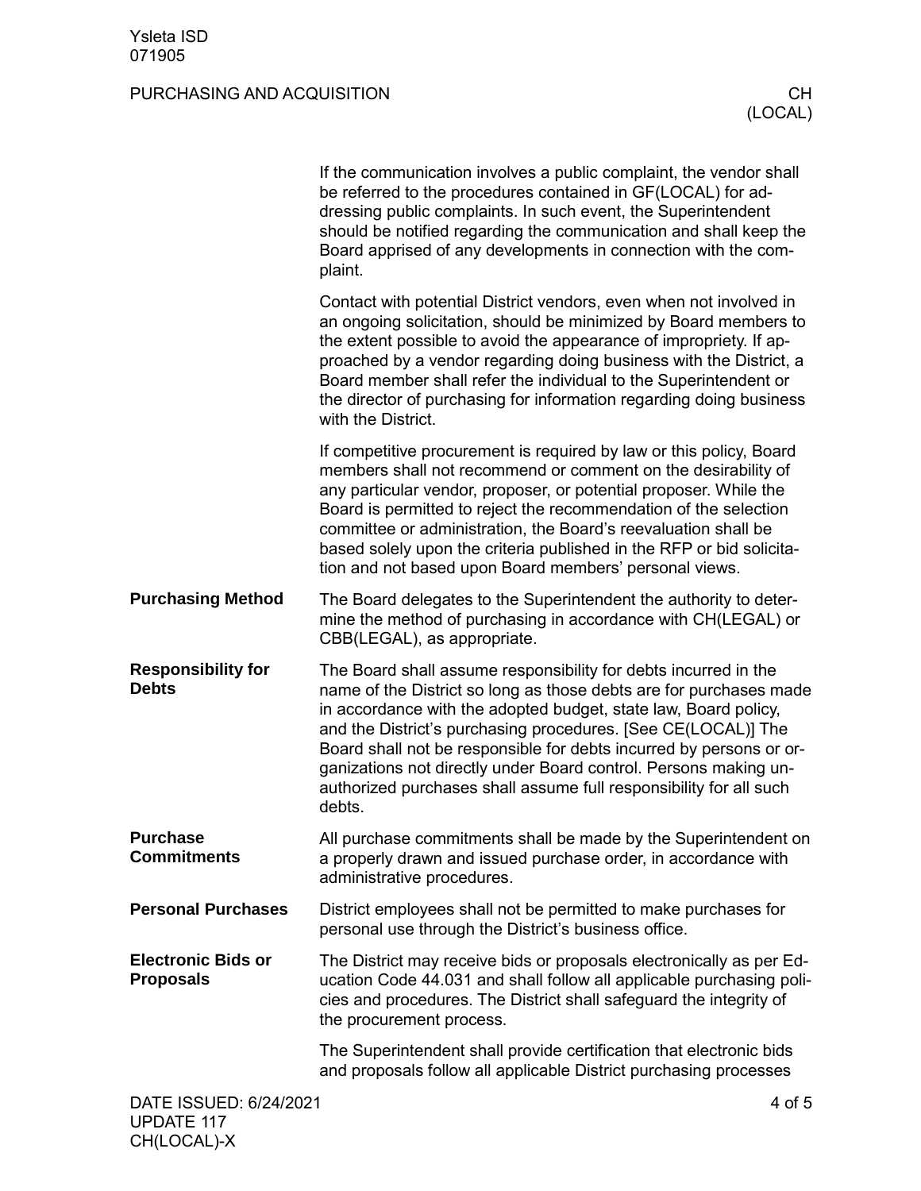If the communication involves a public complaint, the vendor shall be referred to the procedures contained in GF(LOCAL) for addressing public complaints. In such event, the Superintendent should be notified regarding the communication and shall keep the Board apprised of any developments in connection with the complaint.

Contact with potential District vendors, even when not involved in an ongoing solicitation, should be minimized by Board members to the extent possible to avoid the appearance of impropriety. If approached by a vendor regarding doing business with the District, a Board member shall refer the individual to the Superintendent or the director of purchasing for information regarding doing business with the District.

If competitive procurement is required by law or this policy, Board members shall not recommend or comment on the desirability of any particular vendor, proposer, or potential proposer. While the Board is permitted to reject the recommendation of the selection committee or administration, the Board's reevaluation shall be based solely upon the criteria published in the RFP or bid solicitation and not based upon Board members' personal views.

**Purchasing Method**

The Board delegates to the Superintendent the authority to determine the method of purchasing in accordance with CH(LEGAL) or CBB(LEGAL), as appropriate.

**Responsibility for Debts**

The Board shall assume responsibility for debts incurred in the name of the District so long as those debts are for purchases made in accordance with the adopted budget, state law, Board policy, and the District's purchasing procedures. [See CE(LOCAL)] The Board shall not be responsible for debts incurred by persons or organizations not directly under Board control. Persons making unauthorized purchases shall assume full responsibility for all such debts.

**Purchase Commitments**

All purchase commitments shall be made by the Superintendent on a properly drawn and issued purchase order, in accordance with administrative procedures.

**Personal Purchases**

District employees shall not be permitted to make purchases for personal use through the District's business office.

**Electronic Bids or Proposals**

The District may receive bids or proposals electronically as per Education Code 44.031 and shall follow all applicable purchasing policies and procedures. The District shall safeguard the integrity of the procurement process.

The Superintendent shall provide certification that electronic bids and proposals follow all applicable District purchasing processes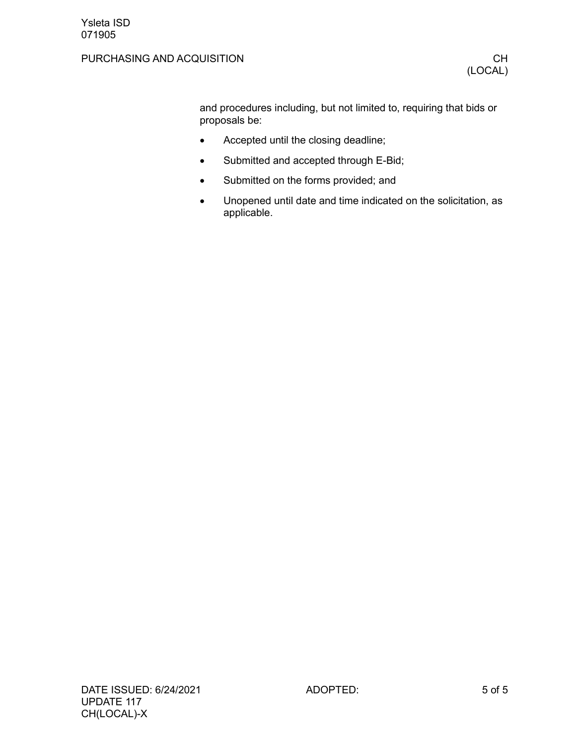and procedures including, but not limited to, requiring that bids or proposals be:

- Accepted until the closing deadline;
- Submitted and accepted through E-Bid;
- Submitted on the forms provided; and
- Unopened until date and time indicated on the solicitation, as applicable.